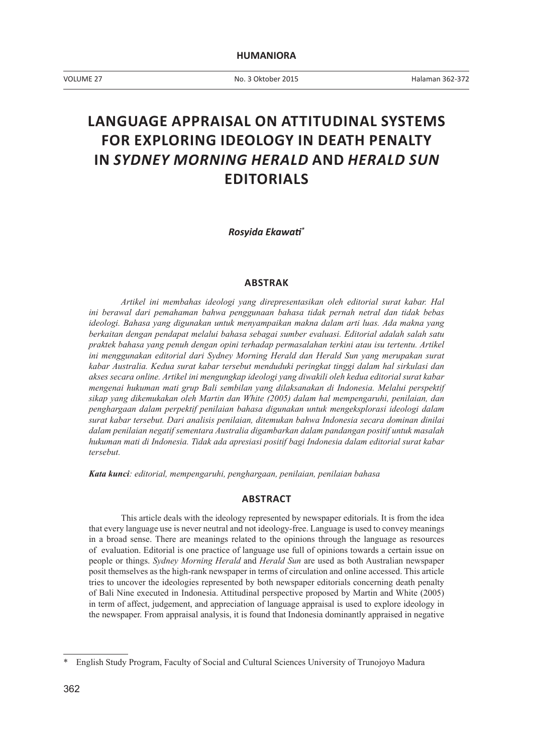# LANGUAGE APPRAISAL ON ATTITUDINAL SYSTEMS FOR EXPLORING IDEOLOGY IN DEATH PENALTY IN *SYDNEY MORNING HERALD* AND *HERALD SUN* EDITORIALS

***Rosyida Ekawati****

## ABSTRAK

*Artikel ini membahas ideologi yang direpresentasikan oleh editorial surat kabar. Hal ini berawal dari pemahaman bahwa penggunaan bahasa tidak pernah netral dan tidak bebas ideologi. Bahasa yang digunakan untuk menyampaikan makna dalam arti luas. Ada makna yang berkaitan dengan pendapat melalui bahasa sebagai sumber evaluasi. Editorial adalah salah satu praktek bahasa yang penuh dengan opini terhadap permasalahan terkini atau isu tertentu. Artikel ini menggunakan editorial dari Sydney Morning Herald dan Herald Sun yang merupakan surat kabar Australia. Kedua surat kabar tersebut menduduki peringkat tinggi dalam hal sirkulasi dan akses secara online. Artikel ini mengungkap ideologi yang diwakili oleh kedua editorial surat kabar mengenai hukuman mati grup Bali sembilan yang dilaksanakan di Indonesia. Melalui perspektif sikap yang dikemukakan oleh Martin dan White (2005) dalam hal mempengaruhi, penilaian, dan penghargaan dalam perpektif penilaian bahasa digunakan untuk mengeksplorasi ideologi dalam surat kabar tersebut. Dari analisis penilaian, ditemukan bahwa Indonesia secara dominan dinilai dalam penilaian negatif sementara Australia digambarkan dalam pandangan positif untuk masalah hukuman mati di Indonesia. Tidak ada apresiasi positif bagi Indonesia dalam editorial surat kabar tersebut.*

***Kata kunci**: editorial, mempengaruhi, penghargaan, penilaian, penilaian bahasa*

## ABSTRACT

This article deals with the ideology represented by newspaper editorials. It is from the idea that every language use is never neutral and not ideology-free. Language is used to convey meanings in a broad sense. There are meanings related to the opinions through the language as resources of evaluation. Editorial is one practice of language use full of opinions towards a certain issue on people or things. *Sydney Morning Herald* and *Herald Sun* are used as both Australian newspaper posit themselves as the high-rank newspaper in terms of circulation and online accessed. This article tries to uncover the ideologies represented by both newspaper editorials concerning death penalty of Bali Nine executed in Indonesia. Attitudinal perspective proposed by Martin and White (2005) in term of affect, judgement, and appreciation of language appraisal is used to explore ideology in the newspaper. From appraisal analysis, it is found that Indonesia dominantly appraised in negative

---

\* English Study Program, Faculty of Social and Cultural Sciences University of Trunojoyo Madura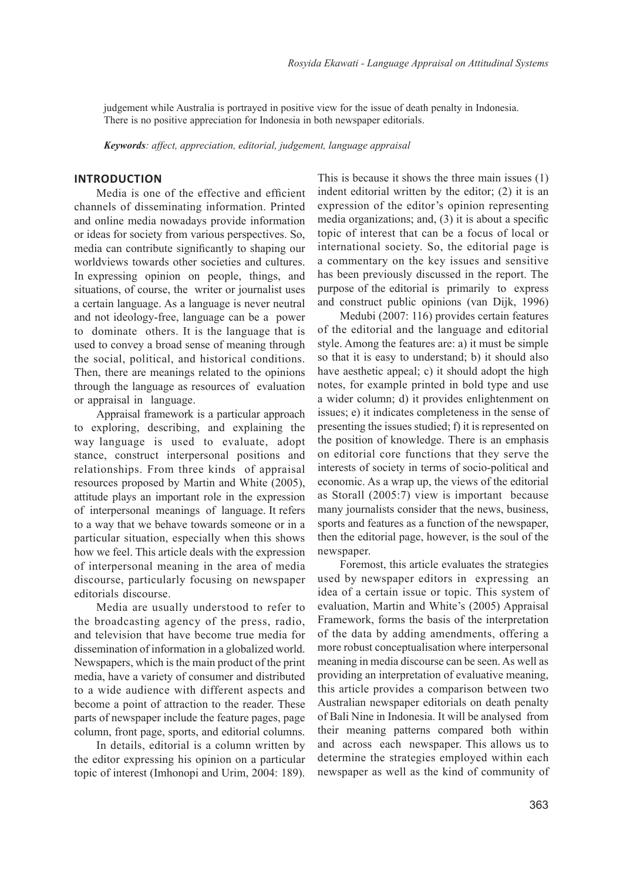judgement while Australia is portrayed in positive view for the issue of death penalty in Indonesia. There is no positive appreciation for Indonesia in both newspaper editorials.

***Keywords**: affect, appreciation, editorial, judgement, language appraisal*

## INTRODUCTION

Media is one of the effective and efficient channels of disseminating information. Printed and online media nowadays provide information or ideas for society from various perspectives. So, media can contribute significantly to shaping our worldviews towards other societies and cultures. In expressing opinion on people, things, and situations, of course, the writer or journalist uses a certain language. As a language is never neutral and not ideology-free, language can be a power to dominate others. It is the language that is used to convey a broad sense of meaning through the social, political, and historical conditions. Then, there are meanings related to the opinions through the language as resources of evaluation or appraisal in language.

Appraisal framework is a particular approach to exploring, describing, and explaining the way language is used to evaluate, adopt stance, construct interpersonal positions and relationships. From three kinds of appraisal resources proposed by Martin and White (2005), attitude plays an important role in the expression of interpersonal meanings of language. It refers to a way that we behave towards someone or in a particular situation, especially when this shows how we feel. This article deals with the expression of interpersonal meaning in the area of media discourse, particularly focusing on newspaper editorials discourse.

Media are usually understood to refer to the broadcasting agency of the press, radio, and television that have become true media for dissemination of information in a globalized world. Newspapers, which is the main product of the print media, have a variety of consumer and distributed to a wide audience with different aspects and become a point of attraction to the reader. These parts of newspaper include the feature pages, page column, front page, sports, and editorial columns.

In details, editorial is a column written by the editor expressing his opinion on a particular topic of interest (Imhonopi and Urim, 2004: 189). This is because it shows the three main issues (1) indent editorial written by the editor; (2) it is an expression of the editor's opinion representing media organizations; and, (3) it is about a specific topic of interest that can be a focus of local or international society. So, the editorial page is a commentary on the key issues and sensitive has been previously discussed in the report. The purpose of the editorial is primarily to express and construct public opinions (van Dijk, 1996)

Medubi (2007: 116) provides certain features of the editorial and the language and editorial style. Among the features are: a) it must be simple so that it is easy to understand; b) it should also have aesthetic appeal; c) it should adopt the high notes, for example printed in bold type and use a wider column; d) it provides enlightenment on issues; e) it indicates completeness in the sense of presenting the issues studied; f) it is represented on the position of knowledge. There is an emphasis on editorial core functions that they serve the interests of society in terms of socio-political and economic. As a wrap up, the views of the editorial as Storall (2005:7) view is important because many journalists consider that the news, business, sports and features as a function of the newspaper, then the editorial page, however, is the soul of the newspaper.

Foremost, this article evaluates the strategies used by newspaper editors in expressing an idea of a certain issue or topic. This system of evaluation, Martin and White's (2005) Appraisal Framework, forms the basis of the interpretation of the data by adding amendments, offering a more robust conceptualisation where interpersonal meaning in media discourse can be seen. As well as providing an interpretation of evaluative meaning, this article provides a comparison between two Australian newspaper editorials on death penalty of Bali Nine in Indonesia. It will be analysed from their meaning patterns compared both within and across each newspaper. This allows us to determine the strategies employed within each newspaper as well as the kind of community of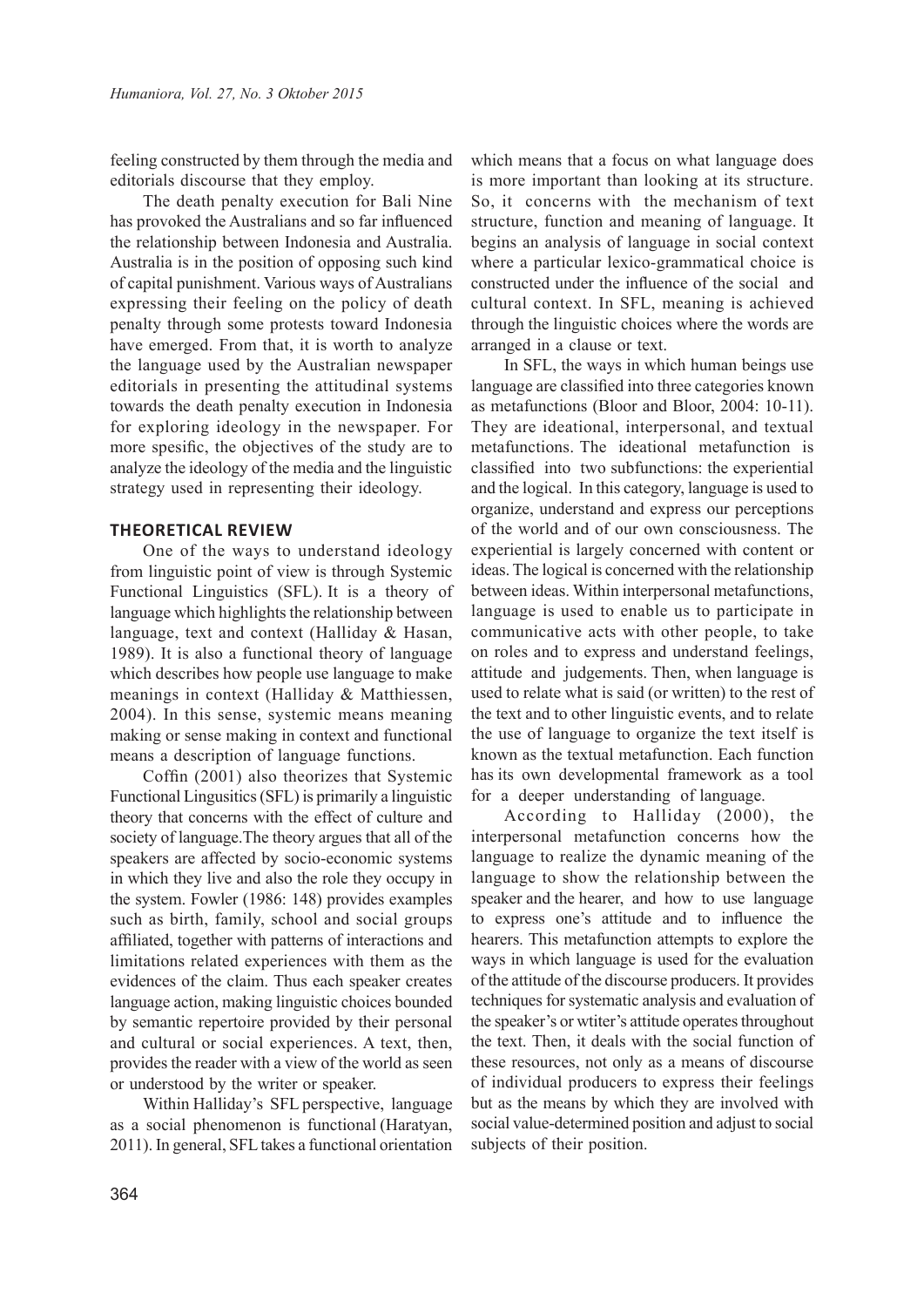feeling constructed by them through the media and editorials discourse that they employ.

The death penalty execution for Bali Nine has provoked the Australians and so far influenced the relationship between Indonesia and Australia. Australia is in the position of opposing such kind of capital punishment. Various ways of Australians expressing their feeling on the policy of death penalty through some protests toward Indonesia have emerged. From that, it is worth to analyze the language used by the Australian newspaper editorials in presenting the attitudinal systems towards the death penalty execution in Indonesia for exploring ideology in the newspaper. For more spesific, the objectives of the study are to analyze the ideology of the media and the linguistic strategy used in representing their ideology.

## THEORETICAL REVIEW

One of the ways to understand ideology from linguistic point of view is through Systemic Functional Linguistics (SFL). It is a theory of language which highlights the relationship between language, text and context (Halliday & Hasan, 1989). It is also a functional theory of language which describes how people use language to make meanings in context (Halliday & Matthiessen, 2004). In this sense, systemic means meaning making or sense making in context and functional means a description of language functions.

Coffin (2001) also theorizes that Systemic Functional Lingusitics (SFL) is primarily a linguistic theory that concerns with the effect of culture and society of language.The theory argues that all of the speakers are affected by socio-economic systems in which they live and also the role they occupy in the system. Fowler (1986: 148) provides examples such as birth, family, school and social groups affiliated, together with patterns of interactions and limitations related experiences with them as the evidences of the claim. Thus each speaker creates language action, making linguistic choices bounded by semantic repertoire provided by their personal and cultural or social experiences. A text, then, provides the reader with a view of the world as seen or understood by the writer or speaker.

Within Halliday's SFL perspective, language as a social phenomenon is functional (Haratyan, 2011). In general, SFL takes a functional orientation which means that a focus on what language does is more important than looking at its structure. So, it concerns with the mechanism of text structure, function and meaning of language. It begins an analysis of language in social context where a particular lexico-grammatical choice is constructed under the influence of the social and cultural context. In SFL, meaning is achieved through the linguistic choices where the words are arranged in a clause or text.

In SFL, the ways in which human beings use language are classified into three categories known as metafunctions (Bloor and Bloor, 2004: 10-11). They are ideational, interpersonal, and textual metafunctions. The ideational metafunction is classified into two subfunctions: the experiential and the logical. In this category, language is used to organize, understand and express our perceptions of the world and of our own consciousness. The experiential is largely concerned with content or ideas. The logical is concerned with the relationship between ideas. Within interpersonal metafunctions, language is used to enable us to participate in communicative acts with other people, to take on roles and to express and understand feelings, attitude and judgements. Then, when language is used to relate what is said (or written) to the rest of the text and to other linguistic events, and to relate the use of language to organize the text itself is known as the textual metafunction. Each function has its own developmental framework as a tool for a deeper understanding of language.

According to Halliday (2000), the interpersonal metafunction concerns how the language to realize the dynamic meaning of the language to show the relationship between the speaker and the hearer, and how to use language to express one's attitude and to influence the hearers. This metafunction attempts to explore the ways in which language is used for the evaluation of the attitude of the discourse producers. It provides techniques for systematic analysis and evaluation of the speaker's or wtiter's attitude operates throughout the text. Then, it deals with the social function of these resources, not only as a means of discourse of individual producers to express their feelings but as the means by which they are involved with social value-determined position and adjust to social subjects of their position.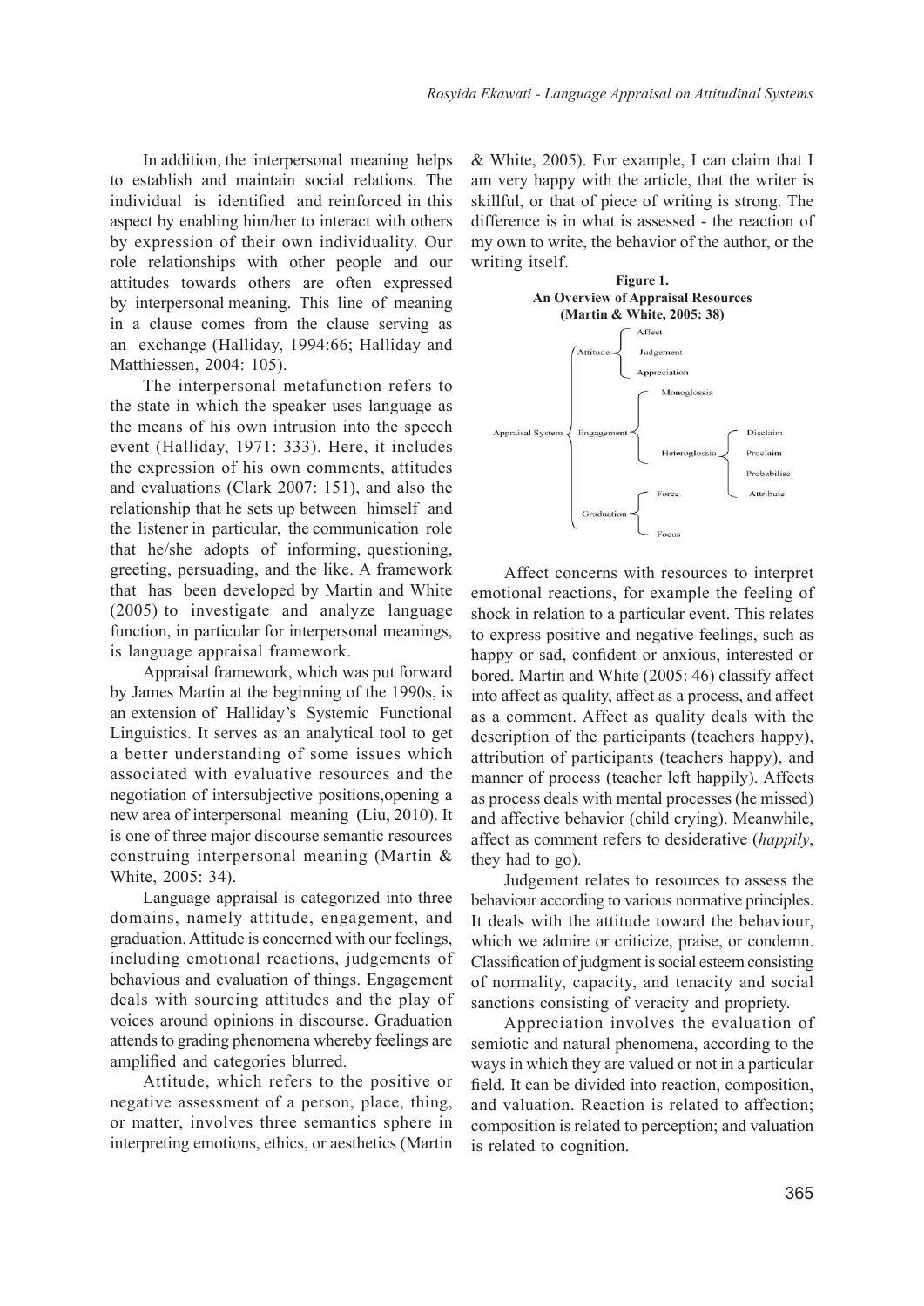In addition, the interpersonal meaning helps to establish and maintain social relations. The individual is identified and reinforced in this aspect by enabling him/her to interact with others by expression of their own individuality. Our role relationships with other people and our attitudes towards others are often expressed by interpersonal meaning. This line of meaning in a clause comes from the clause serving as an exchange (Halliday, 1994:66; Halliday and Matthiessen, 2004: 105).

The interpersonal metafunction refers to the state in which the speaker uses language as the means of his own intrusion into the speech event (Halliday, 1971: 333). Here, it includes the expression of his own comments, attitudes and evaluations (Clark 2007: 151), and also the relationship that he sets up between himself and the listener in particular, the communication role that he/she adopts of informing, questioning, greeting, persuading, and the like. A framework that has been developed by Martin and White (2005) to investigate and analyze language function, in particular for interpersonal meanings, is language appraisal framework.

Appraisal framework, which was put forward by James Martin at the beginning of the 1990s, is an extension of Halliday's Systemic Functional Linguistics. It serves as an analytical tool to get a better understanding of some issues which associated with evaluative resources and the negotiation of intersubjective positions,opening a new area of interpersonal meaning (Liu, 2010). It is one of three major discourse semantic resources construing interpersonal meaning (Martin & White, 2005: 34).

Language appraisal is categorized into three domains, namely attitude, engagement, and graduation. Attitude is concerned with our feelings, including emotional reactions, judgements of behavious and evaluation of things. Engagement deals with sourcing attitudes and the play of voices around opinions in discourse. Graduation attends to grading phenomena whereby feelings are amplified and categories blurred.

Attitude, which refers to the positive or negative assessment of a person, place, thing, or matter, involves three semantics sphere in interpreting emotions, ethics, or aesthetics (Martin & White, 2005). For example, I can claim that I am very happy with the article, that the writer is skillful, or that of piece of writing is strong. The difference is in what is assessed - the reaction of my own to write, the behavior of the author, or the writing itself.

**Figure 1.**
**An Overview of Appraisal Resources (Martin & White, 2005: 38)**

- Appraisal System
  - Attitude
    - Affect
    - Judgement
    - Appreciation
  - Engagement
    - Monoglossia
    - Heteroglossia
      - Disclaim
      - Proclaim
      - Probabilise
      - Attribute
  - Graduation
    - Force
    - Focus

Affect concerns with resources to interpret emotional reactions, for example the feeling of shock in relation to a particular event. This relates to express positive and negative feelings, such as happy or sad, confident or anxious, interested or bored. Martin and White (2005: 46) classify affect into affect as quality, affect as a process, and affect as a comment. Affect as quality deals with the description of the participants (teachers happy), attribution of participants (teachers happy), and manner of process (teacher left happily). Affects as process deals with mental processes (he missed) and affective behavior (child crying). Meanwhile, affect as comment refers to desiderative (*happily*, they had to go).

Judgement relates to resources to assess the behaviour according to various normative principles. It deals with the attitude toward the behaviour, which we admire or criticize, praise, or condemn. Classification of judgment is social esteem consisting of normality, capacity, and tenacity and social sanctions consisting of veracity and propriety.

Appreciation involves the evaluation of semiotic and natural phenomena, according to the ways in which they are valued or not in a particular field. It can be divided into reaction, composition, and valuation. Reaction is related to affection; composition is related to perception; and valuation is related to cognition.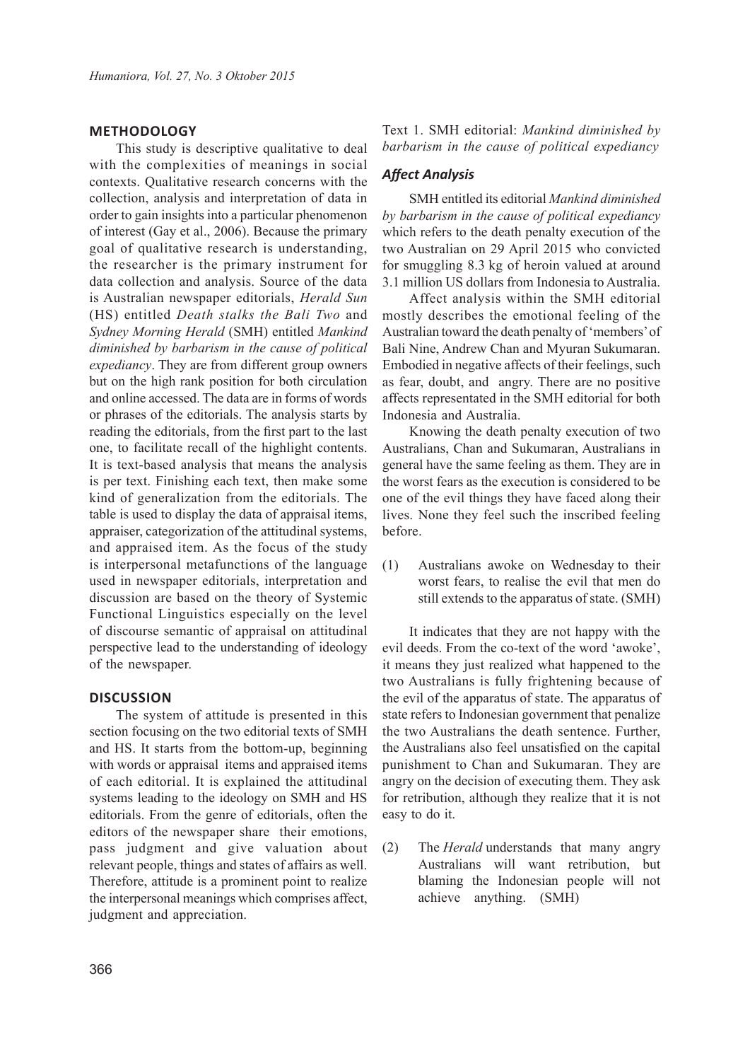## METHODOLOGY

This study is descriptive qualitative to deal with the complexities of meanings in social contexts. Qualitative research concerns with the collection, analysis and interpretation of data in order to gain insights into a particular phenomenon of interest (Gay et al., 2006). Because the primary goal of qualitative research is understanding, the researcher is the primary instrument for data collection and analysis. Source of the data is Australian newspaper editorials, *Herald Sun* (HS) entitled *Death stalks the Bali Two* and *Sydney Morning Herald* (SMH) entitled *Mankind diminished by barbarism in the cause of political expediancy*. They are from different group owners but on the high rank position for both circulation and online accessed. The data are in forms of words or phrases of the editorials. The analysis starts by reading the editorials, from the first part to the last one, to facilitate recall of the highlight contents. It is text-based analysis that means the analysis is per text. Finishing each text, then make some kind of generalization from the editorials. The table is used to display the data of appraisal items, appraiser, categorization of the attitudinal systems, and appraised item. As the focus of the study is interpersonal metafunctions of the language used in newspaper editorials, interpretation and discussion are based on the theory of Systemic Functional Linguistics especially on the level of discourse semantic of appraisal on attitudinal perspective lead to the understanding of ideology of the newspaper.

## DISCUSSION

The system of attitude is presented in this section focusing on the two editorial texts of SMH and HS. It starts from the bottom-up, beginning with words or appraisal items and appraised items of each editorial. It is explained the attitudinal systems leading to the ideology on SMH and HS editorials. From the genre of editorials, often the editors of the newspaper share their emotions, pass judgment and give valuation about relevant people, things and states of affairs as well. Therefore, attitude is a prominent point to realize the interpersonal meanings which comprises affect, judgment and appreciation.

Text 1. SMH editorial: *Mankind diminished by barbarism in the cause of political expediancy*

### *Affect Analysis*

SMH entitled its editorial *Mankind diminished by barbarism in the cause of political expediancy* which refers to the death penalty execution of the two Australian on 29 April 2015 who convicted for smuggling 8.3 kg of heroin valued at around 3.1 million US dollars from Indonesia to Australia.

Affect analysis within the SMH editorial mostly describes the emotional feeling of the Australian toward the death penalty of 'members' of Bali Nine, Andrew Chan and Myuran Sukumaran. Embodied in negative affects of their feelings, such as fear, doubt, and angry. There are no positive affects representated in the SMH editorial for both Indonesia and Australia.

Knowing the death penalty execution of two Australians, Chan and Sukumaran, Australians in general have the same feeling as them. They are in the worst fears as the execution is considered to be one of the evil things they have faced along their lives. None they feel such the inscribed feeling before.

(1) Australians awoke on Wednesday to their worst fears, to realise the evil that men do still extends to the apparatus of state. (SMH)

It indicates that they are not happy with the evil deeds. From the co-text of the word 'awoke', it means they just realized what happened to the two Australians is fully frightening because of the evil of the apparatus of state. The apparatus of state refers to Indonesian government that penalize the two Australians the death sentence. Further, the Australians also feel unsatisfied on the capital punishment to Chan and Sukumaran. They are angry on the decision of executing them. They ask for retribution, although they realize that it is not easy to do it.

(2) The *Herald* understands that many angry Australians will want retribution, but blaming the Indonesian people will not achieve anything. (SMH)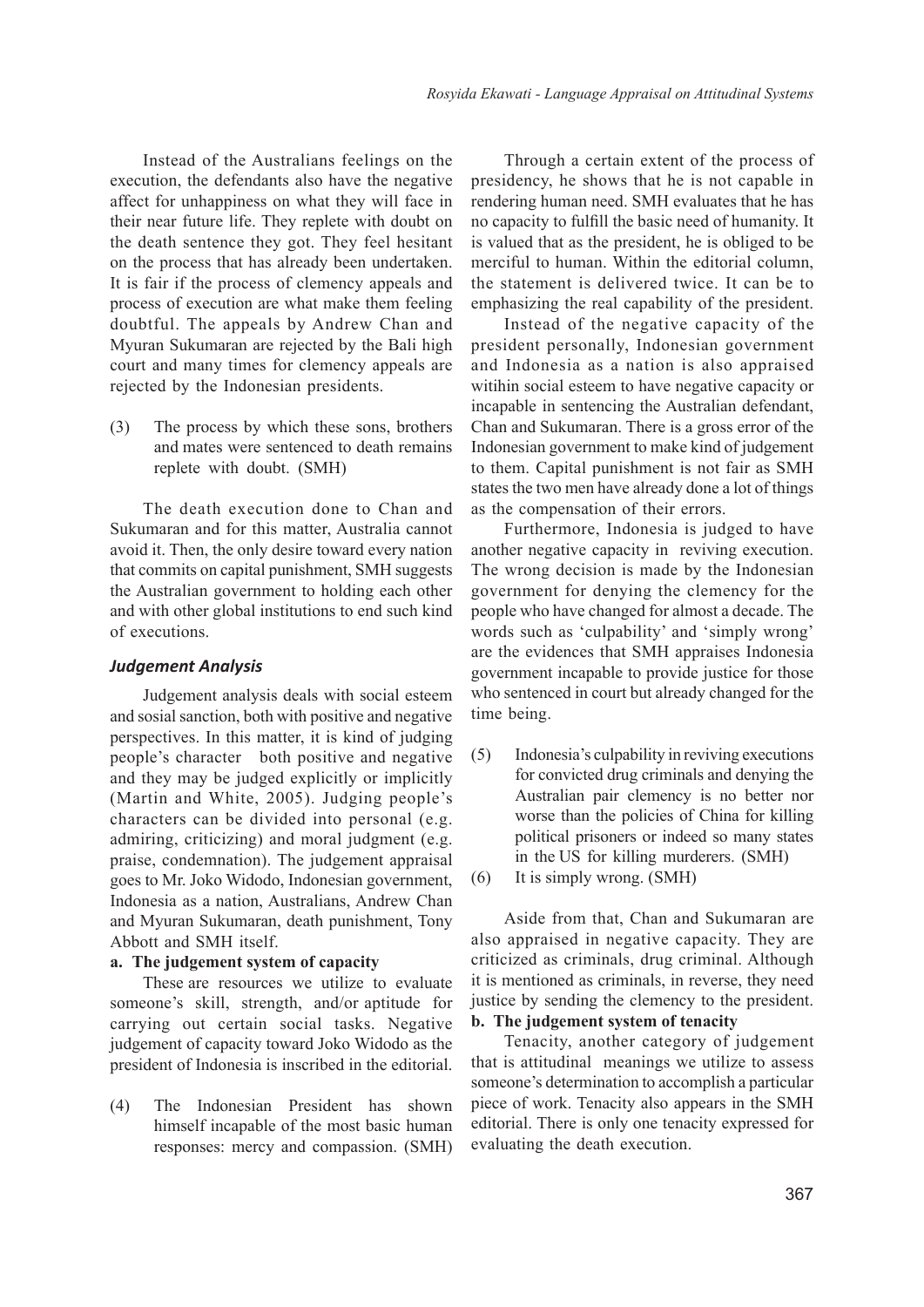Instead of the Australians feelings on the execution, the defendants also have the negative affect for unhappiness on what they will face in their near future life. They replete with doubt on the death sentence they got. They feel hesitant on the process that has already been undertaken. It is fair if the process of clemency appeals and process of execution are what make them feeling doubtful. The appeals by Andrew Chan and Myuran Sukumaran are rejected by the Bali high court and many times for clemency appeals are rejected by the Indonesian presidents.

(3) The process by which these sons, brothers and mates were sentenced to death remains replete with doubt. (SMH)

The death execution done to Chan and Sukumaran and for this matter, Australia cannot avoid it. Then, the only desire toward every nation that commits on capital punishment, SMH suggests the Australian government to holding each other and with other global institutions to end such kind of executions.

### *Judgement Analysis*

Judgement analysis deals with social esteem and sosial sanction, both with positive and negative perspectives. In this matter, it is kind of judging people's character both positive and negative and they may be judged explicitly or implicitly (Martin and White, 2005). Judging people's characters can be divided into personal (e.g. admiring, criticizing) and moral judgment (e.g. praise, condemnation). The judgement appraisal goes to Mr. Joko Widodo, Indonesian government, Indonesia as a nation, Australians, Andrew Chan and Myuran Sukumaran, death punishment, Tony Abbott and SMH itself.

**a. The judgement system of capacity**

These are resources we utilize to evaluate someone's skill, strength, and/or aptitude for carrying out certain social tasks. Negative judgement of capacity toward Joko Widodo as the president of Indonesia is inscribed in the editorial.

(4) The Indonesian President has shown himself incapable of the most basic human responses: mercy and compassion. (SMH)

Through a certain extent of the process of presidency, he shows that he is not capable in rendering human need. SMH evaluates that he has no capacity to fulfill the basic need of humanity. It is valued that as the president, he is obliged to be merciful to human. Within the editorial column, the statement is delivered twice. It can be to emphasizing the real capability of the president.

Instead of the negative capacity of the president personally, Indonesian government and Indonesia as a nation is also appraised witihin social esteem to have negative capacity or incapable in sentencing the Australian defendant, Chan and Sukumaran. There is a gross error of the Indonesian government to make kind of judgement to them. Capital punishment is not fair as SMH states the two men have already done a lot of things as the compensation of their errors.

Furthermore, Indonesia is judged to have another negative capacity in reviving execution. The wrong decision is made by the Indonesian government for denying the clemency for the people who have changed for almost a decade. The words such as 'culpability' and 'simply wrong' are the evidences that SMH appraises Indonesia government incapable to provide justice for those who sentenced in court but already changed for the time being.

(5) Indonesia's culpability in reviving executions for convicted drug criminals and denying the Australian pair clemency is no better nor worse than the policies of China for killing political prisoners or indeed so many states in the US for killing murderers. (SMH)

(6) It is simply wrong. (SMH)

Aside from that, Chan and Sukumaran are also appraised in negative capacity. They are criticized as criminals, drug criminal. Although it is mentioned as criminals, in reverse, they need justice by sending the clemency to the president.

**b. The judgement system of tenacity**

Tenacity, another category of judgement that is attitudinal meanings we utilize to assess someone's determination to accomplish a particular piece of work. Tenacity also appears in the SMH editorial. There is only one tenacity expressed for evaluating the death execution.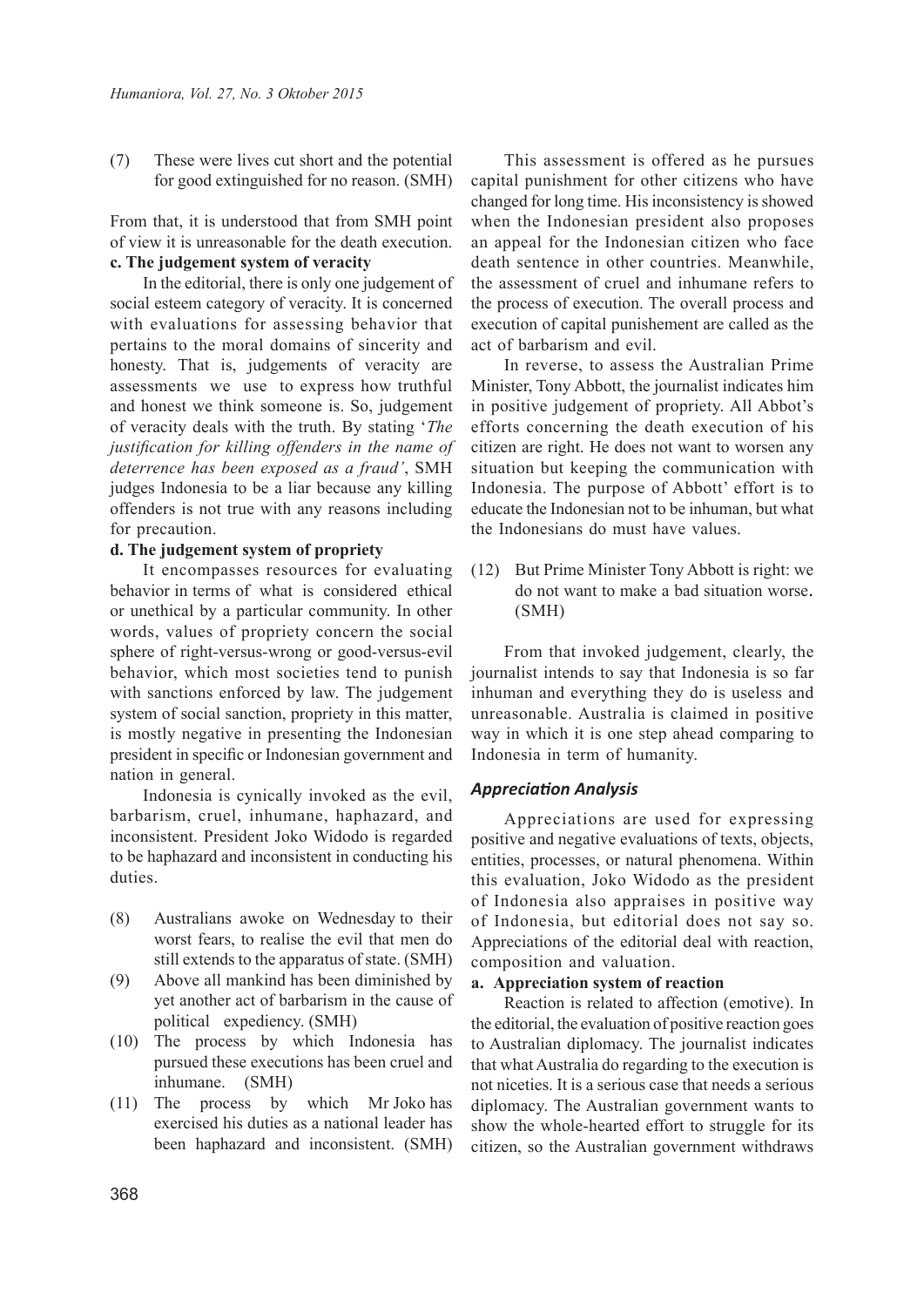(7) These were lives cut short and the potential for good extinguished for no reason. (SMH)

From that, it is understood that from SMH point of view it is unreasonable for the death execution.

**c. The judgement system of veracity**

In the editorial, there is only one judgement of social esteem category of veracity. It is concerned with evaluations for assessing behavior that pertains to the moral domains of sincerity and honesty. That is, judgements of veracity are assessments we use to express how truthful and honest we think someone is. So, judgement of veracity deals with the truth. By stating '*The justification for killing offenders in the name of deterrence has been exposed as a fraud'*, SMH judges Indonesia to be a liar because any killing offenders is not true with any reasons including for precaution.

**d. The judgement system of propriety**

It encompasses resources for evaluating behavior in terms of what is considered ethical or unethical by a particular community. In other words, values of propriety concern the social sphere of right-versus-wrong or good-versus-evil behavior, which most societies tend to punish with sanctions enforced by law. The judgement system of social sanction, propriety in this matter, is mostly negative in presenting the Indonesian president in specific or Indonesian government and nation in general.

Indonesia is cynically invoked as the evil, barbarism, cruel, inhumane, haphazard, and inconsistent. President Joko Widodo is regarded to be haphazard and inconsistent in conducting his duties.

(8) Australians awoke on Wednesday to their worst fears, to realise the evil that men do still extends to the apparatus of state. (SMH)

(9) Above all mankind has been diminished by yet another act of barbarism in the cause of political expediency. (SMH)

(10) The process by which Indonesia has pursued these executions has been cruel and inhumane. (SMH)

(11) The process by which Mr Joko has exercised his duties as a national leader has been haphazard and inconsistent. (SMH)

This assessment is offered as he pursues capital punishment for other citizens who have changed for long time. His inconsistency is showed when the Indonesian president also proposes an appeal for the Indonesian citizen who face death sentence in other countries. Meanwhile, the assessment of cruel and inhumane refers to the process of execution. The overall process and execution of capital punishement are called as the act of barbarism and evil.

In reverse, to assess the Australian Prime Minister, Tony Abbott, the journalist indicates him in positive judgement of propriety. All Abbot's efforts concerning the death execution of his citizen are right. He does not want to worsen any situation but keeping the communication with Indonesia. The purpose of Abbott' effort is to educate the Indonesian not to be inhuman, but what the Indonesians do must have values.

(12) But Prime Minister Tony Abbott is right: we do not want to make a bad situation worse**.** (SMH)

From that invoked judgement, clearly, the journalist intends to say that Indonesia is so far inhuman and everything they do is useless and unreasonable. Australia is claimed in positive way in which it is one step ahead comparing to Indonesia in term of humanity.

### *Appreciation Analysis*

Appreciations are used for expressing positive and negative evaluations of texts, objects, entities, processes, or natural phenomena. Within this evaluation, Joko Widodo as the president of Indonesia also appraises in positive way of Indonesia, but editorial does not say so. Appreciations of the editorial deal with reaction, composition and valuation.

**a. Appreciation system of reaction**

Reaction is related to affection (emotive). In the editorial, the evaluation of positive reaction goes to Australian diplomacy. The journalist indicates that what Australia do regarding to the execution is not niceties. It is a serious case that needs a serious diplomacy. The Australian government wants to show the whole-hearted effort to struggle for its citizen, so the Australian government withdraws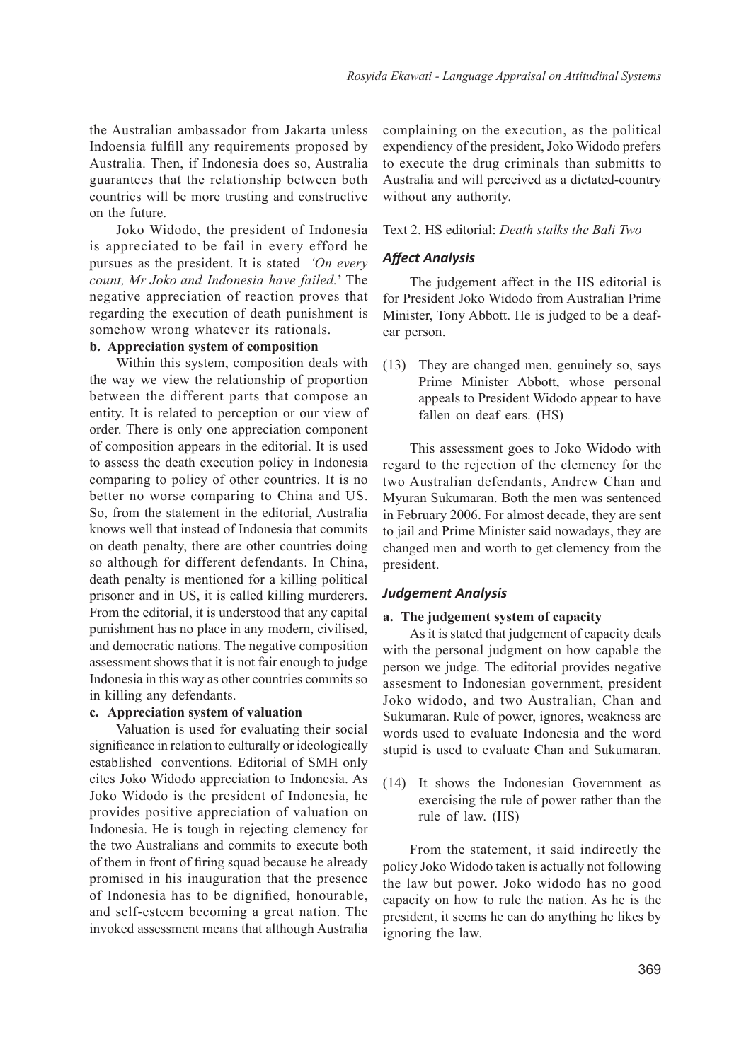the Australian ambassador from Jakarta unless Indoensia fulfill any requirements proposed by Australia. Then, if Indonesia does so, Australia guarantees that the relationship between both countries will be more trusting and constructive on the future.

Joko Widodo, the president of Indonesia is appreciated to be fail in every efford he pursues as the president. It is stated *'On every count, Mr Joko and Indonesia have failed.'* The negative appreciation of reaction proves that regarding the execution of death punishment is somehow wrong whatever its rationals.

**b. Appreciation system of composition**

Within this system, composition deals with the way we view the relationship of proportion between the different parts that compose an entity. It is related to perception or our view of order. There is only one appreciation component of composition appears in the editorial. It is used to assess the death execution policy in Indonesia comparing to policy of other countries. It is no better no worse comparing to China and US. So, from the statement in the editorial, Australia knows well that instead of Indonesia that commits on death penalty, there are other countries doing so although for different defendants. In China, death penalty is mentioned for a killing political prisoner and in US, it is called killing murderers. From the editorial, it is understood that any capital punishment has no place in any modern, civilised, and democratic nations. The negative composition assessment shows that it is not fair enough to judge Indonesia in this way as other countries commits so in killing any defendants.

**c. Appreciation system of valuation**

Valuation is used for evaluating their social significance in relation to culturally or ideologically established conventions. Editorial of SMH only cites Joko Widodo appreciation to Indonesia. As Joko Widodo is the president of Indonesia, he provides positive appreciation of valuation on Indonesia. He is tough in rejecting clemency for the two Australians and commits to execute both of them in front of firing squad because he already promised in his inauguration that the presence of Indonesia has to be dignified, honourable, and self-esteem becoming a great nation. The invoked assessment means that although Australia complaining on the execution, as the political expendiency of the president, Joko Widodo prefers to execute the drug criminals than submitts to Australia and will perceived as a dictated-country without any authority.

Text 2. HS editorial: *Death stalks the Bali Two*

### *Affect Analysis*

The judgement affect in the HS editorial is for President Joko Widodo from Australian Prime Minister, Tony Abbott. He is judged to be a deaf-ear person.

(13) They are changed men, genuinely so, says Prime Minister Abbott, whose personal appeals to President Widodo appear to have fallen on deaf ears. (HS)

This assessment goes to Joko Widodo with regard to the rejection of the clemency for the two Australian defendants, Andrew Chan and Myuran Sukumaran. Both the men was sentenced in February 2006. For almost decade, they are sent to jail and Prime Minister said nowadays, they are changed men and worth to get clemency from the president.

### *Judgement Analysis*

**a. The judgement system of capacity**

As it is stated that judgement of capacity deals with the personal judgment on how capable the person we judge. The editorial provides negative assesment to Indonesian government, president Joko widodo, and two Australian, Chan and Sukumaran. Rule of power, ignores, weakness are words used to evaluate Indonesia and the word stupid is used to evaluate Chan and Sukumaran.

(14) It shows the Indonesian Government as exercising the rule of power rather than the rule of law. (HS)

From the statement, it said indirectly the policy Joko Widodo taken is actually not following the law but power. Joko widodo has no good capacity on how to rule the nation. As he is the president, it seems he can do anything he likes by ignoring the law.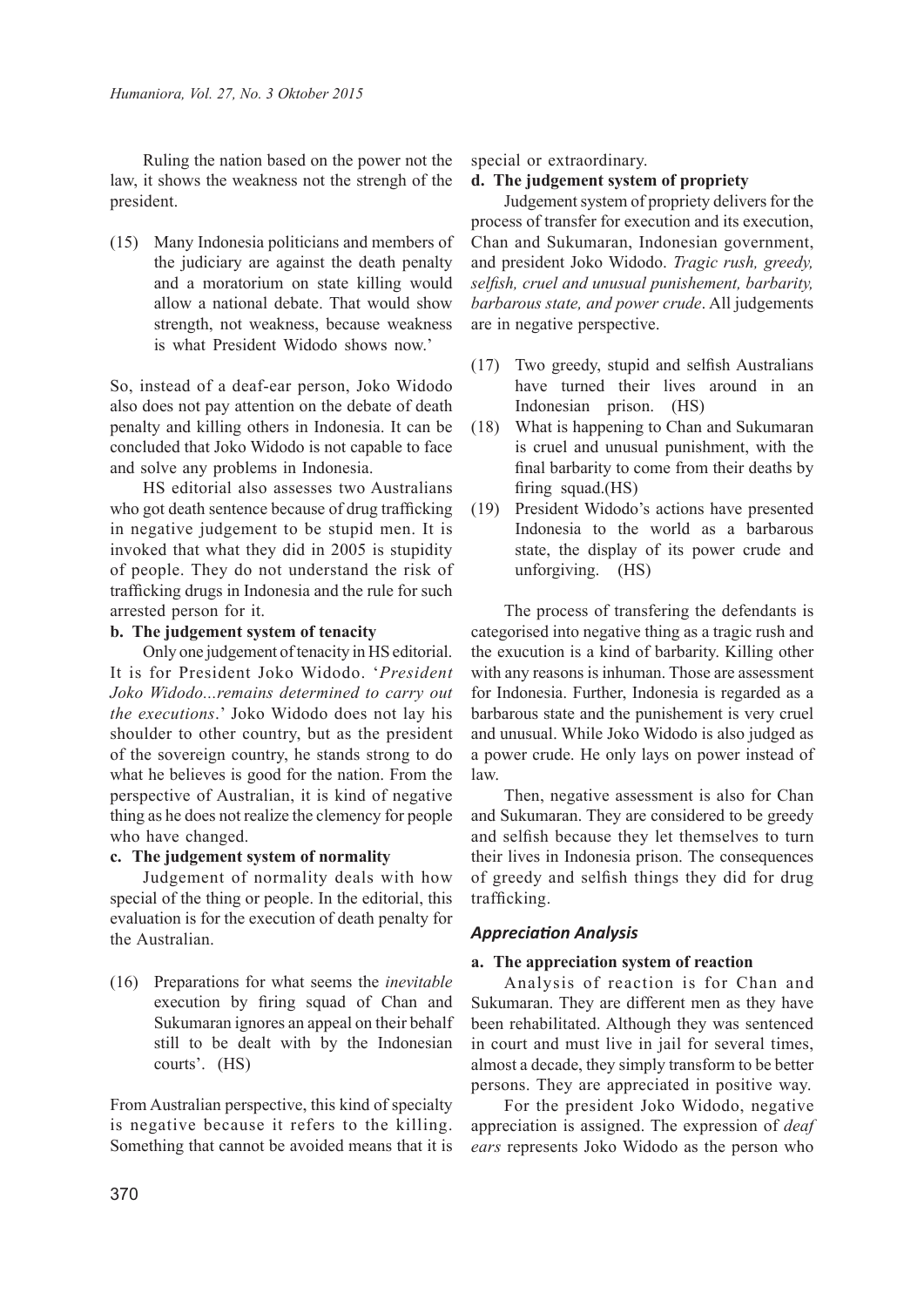Ruling the nation based on the power not the law, it shows the weakness not the strengh of the president.

(15) Many Indonesia politicians and members of the judiciary are against the death penalty and a moratorium on state killing would allow a national debate. That would show strength, not weakness, because weakness is what President Widodo shows now.'

So, instead of a deaf-ear person, Joko Widodo also does not pay attention on the debate of death penalty and killing others in Indonesia. It can be concluded that Joko Widodo is not capable to face and solve any problems in Indonesia.

HS editorial also assesses two Australians who got death sentence because of drug trafficking in negative judgement to be stupid men. It is invoked that what they did in 2005 is stupidity of people. They do not understand the risk of trafficking drugs in Indonesia and the rule for such arrested person for it.

**b. The judgement system of tenacity**

Only one judgement of tenacity in HS editorial. It is for President Joko Widodo. '*President Joko Widodo...remains determined to carry out the executions*.' Joko Widodo does not lay his shoulder to other country, but as the president of the sovereign country, he stands strong to do what he believes is good for the nation. From the perspective of Australian, it is kind of negative thing as he does not realize the clemency for people who have changed.

**c. The judgement system of normality**

Judgement of normality deals with how special of the thing or people. In the editorial, this evaluation is for the execution of death penalty for the Australian.

(16) Preparations for what seems the *inevitable* execution by firing squad of Chan and Sukumaran ignores an appeal on their behalf still to be dealt with by the Indonesian courts'. (HS)

From Australian perspective, this kind of specialty is negative because it refers to the killing. Something that cannot be avoided means that it is special or extraordinary.

**d. The judgement system of propriety**

Judgement system of propriety delivers for the process of transfer for execution and its execution, Chan and Sukumaran, Indonesian government, and president Joko Widodo. *Tragic rush, greedy, selfish, cruel and unusual punishement, barbarity, barbarous state, and power crude*. All judgements are in negative perspective.

(17) Two greedy, stupid and selfish Australians have turned their lives around in an Indonesian prison. (HS)

(18) What is happening to Chan and Sukumaran is cruel and unusual punishment, with the final barbarity to come from their deaths by firing squad.(HS)

(19) President Widodo's actions have presented Indonesia to the world as a barbarous state, the display of its power crude and unforgiving. (HS)

The process of transfering the defendants is categorised into negative thing as a tragic rush and the exucution is a kind of barbarity. Killing other with any reasons is inhuman. Those are assessment for Indonesia. Further, Indonesia is regarded as a barbarous state and the punishement is very cruel and unusual. While Joko Widodo is also judged as a power crude. He only lays on power instead of law.

Then, negative assessment is also for Chan and Sukumaran. They are considered to be greedy and selfish because they let themselves to turn their lives in Indonesia prison. The consequences of greedy and selfish things they did for drug trafficking.

### *Appreciation Analysis*

**a. The appreciation system of reaction**

Analysis of reaction is for Chan and Sukumaran. They are different men as they have been rehabilitated. Although they was sentenced in court and must live in jail for several times, almost a decade, they simply transform to be better persons. They are appreciated in positive way.

For the president Joko Widodo, negative appreciation is assigned. The expression of *deaf ears* represents Joko Widodo as the person who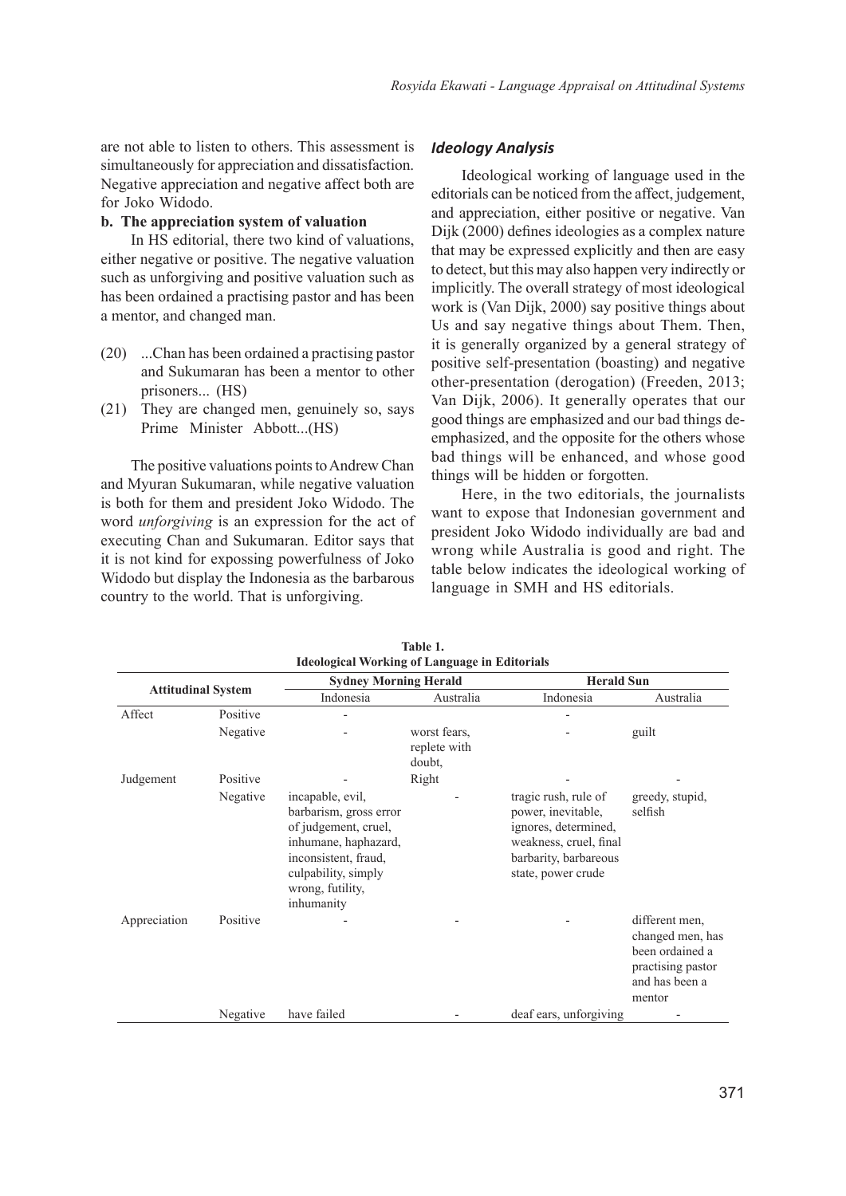are not able to listen to others. This assessment is simultaneously for appreciation and dissatisfaction. Negative appreciation and negative affect both are for Joko Widodo.

**b. The appreciation system of valuation**

In HS editorial, there two kind of valuations, either negative or positive. The negative valuation such as unforgiving and positive valuation such as has been ordained a practising pastor and has been a mentor, and changed man.

(20) ...Chan has been ordained a practising pastor and Sukumaran has been a mentor to other prisoners... (HS)

(21) They are changed men, genuinely so, says Prime Minister Abbott...(HS)

The positive valuations points to Andrew Chan and Myuran Sukumaran, while negative valuation is both for them and president Joko Widodo. The word *unforgiving* is an expression for the act of executing Chan and Sukumaran. Editor says that it is not kind for expossing powerfulness of Joko Widodo but display the Indonesia as the barbarous country to the world. That is unforgiving.

### *Ideology Analysis*

Ideological working of language used in the editorials can be noticed from the affect, judgement, and appreciation, either positive or negative. Van Dijk (2000) defines ideologies as a complex nature that may be expressed explicitly and then are easy to detect, but this may also happen very indirectly or implicitly. The overall strategy of most ideological work is (Van Dijk, 2000) say positive things about Us and say negative things about Them. Then, it is generally organized by a general strategy of positive self-presentation (boasting) and negative other-presentation (derogation) (Freeden, 2013; Van Dijk, 2006). It generally operates that our good things are emphasized and our bad things de-emphasized, and the opposite for the others whose bad things will be enhanced, and whose good things will be hidden or forgotten.

Here, in the two editorials, the journalists want to expose that Indonesian government and president Joko Widodo individually are bad and wrong while Australia is good and right. The table below indicates the ideological working of language in SMH and HS editorials.

**Table 1.**
**Ideological Working of Language in Editorials**

| Attitudinal System | | Sydney Morning Herald | | Herald Sun | |
|---|---|---|---|---|---|
| | | Indonesia | Australia | Indonesia | Australia |
| Affect | Positive | - | | - | |
| | Negative | - | worst fears, replete with doubt, | - | guilt |
| Judgement | Positive | - | Right | - | - |
| | Negative | incapable, evil, barbarism, gross error of judgement, cruel, inhumane, haphazard, inconsistent, fraud, culpability, simply wrong, futility, inhumanity | - | tragic rush, rule of power, inevitable, ignores, determined, weakness, cruel, final barbarity, barbareous state, power crude | greedy, stupid, selfish |
| Appreciation | Positive | - | - | - | different men, changed men, has been ordained a practising pastor and has been a mentor |
| | Negative | have failed | - | deaf ears, unforgiving | - |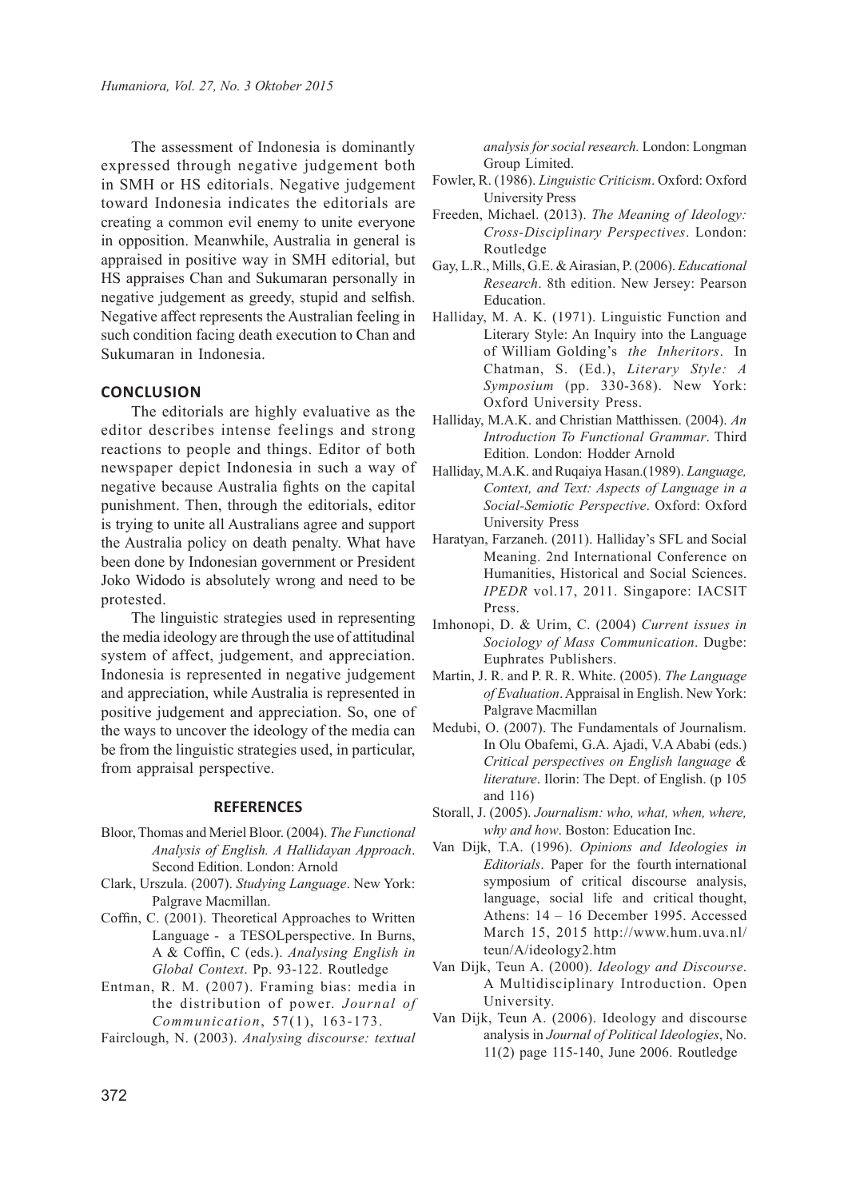The assessment of Indonesia is dominantly expressed through negative judgement both in SMH or HS editorials. Negative judgement toward Indonesia indicates the editorials are creating a common evil enemy to unite everyone in opposition. Meanwhile, Australia in general is appraised in positive way in SMH editorial, but HS appraises Chan and Sukumaran personally in negative judgement as greedy, stupid and selfish. Negative affect represents the Australian feeling in such condition facing death execution to Chan and Sukumaran in Indonesia.

## CONCLUSION

The editorials are highly evaluative as the editor describes intense feelings and strong reactions to people and things. Editor of both newspaper depict Indonesia in such a way of negative because Australia fights on the capital punishment. Then, through the editorials, editor is trying to unite all Australians agree and support the Australia policy on death penalty. What have been done by Indonesian government or President Joko Widodo is absolutely wrong and need to be protested.

The linguistic strategies used in representing the media ideology are through the use of attitudinal system of affect, judgement, and appreciation. Indonesia is represented in negative judgement and appreciation, while Australia is represented in positive judgement and appreciation. So, one of the ways to uncover the ideology of the media can be from the linguistic strategies used, in particular, from appraisal perspective.

## REFERENCES

Bloor, Thomas and Meriel Bloor. (2004). *The Functional Analysis of English. A Hallidayan Approach*. Second Edition. London: Arnold

Clark, Urszula. (2007). *Studying Language*. New York: Palgrave Macmillan.

Coffin, C. (2001). Theoretical Approaches to Written Language - a TESOLperspective. In Burns, A & Coffin, C (eds.). *Analysing English in Global Context*. Pp. 93-122. Routledge

Entman, R. M. (2007). Framing bias: media in the distribution of power. *Journal of Communication*, 57(1), 163-173.

Fairclough, N. (2003). *Analysing discourse: textual analysis for social research.* London: Longman Group Limited.

Fowler, R. (1986). *Linguistic Criticism*. Oxford: Oxford University Press

Freeden, Michael. (2013). *The Meaning of Ideology: Cross-Disciplinary Perspectives*. London: Routledge

Gay, L.R., Mills, G.E. & Airasian, P. (2006). *Educational Research*. 8th edition. New Jersey: Pearson Education.

Halliday, M. A. K. (1971). Linguistic Function and Literary Style: An Inquiry into the Language of William Golding's *the Inheritors*. In Chatman, S. (Ed.), *Literary Style: A Symposium* (pp. 330-368). New York: Oxford University Press.

Halliday, M.A.K. and Christian Matthissen. (2004). *An Introduction To Functional Grammar*. Third Edition. London: Hodder Arnold

Halliday, M.A.K. and Ruqaiya Hasan.(1989). *Language, Context, and Text: Aspects of Language in a Social-Semiotic Perspective*. Oxford: Oxford University Press

Haratyan, Farzaneh. (2011). Halliday's SFL and Social Meaning. 2nd International Conference on Humanities, Historical and Social Sciences. *IPEDR* vol.17, 2011. Singapore: IACSIT Press.

Imhonopi, D. & Urim, C. (2004) *Current issues in Sociology of Mass Communication*. Dugbe: Euphrates Publishers.

Martin, J. R. and P. R. R. White. (2005). *The Language of Evaluation*. Appraisal in English. New York: Palgrave Macmillan

Medubi, O. (2007). The Fundamentals of Journalism. In Olu Obafemi, G.A. Ajadi, V.A Ababi (eds.) *Critical perspectives on English language & literature*. Ilorin: The Dept. of English. (p 105 and 116)

Storall, J. (2005). *Journalism: who, what, when, where, why and how*. Boston: Education Inc.

Van Dijk, T.A. (1996). *Opinions and Ideologies in Editorials*. Paper for the fourth international symposium of critical discourse analysis, language, social life and critical thought, Athens: 14 – 16 December 1995. Accessed March 15, 2015 http://www.hum.uva.nl/teun/A/ideology2.htm

Van Dijk, Teun A. (2000). *Ideology and Discourse*. A Multidisciplinary Introduction. Open University.

Van Dijk, Teun A. (2006). Ideology and discourse analysis in *Journal of Political Ideologies*, No. 11(2) page 115-140, June 2006. Routledge